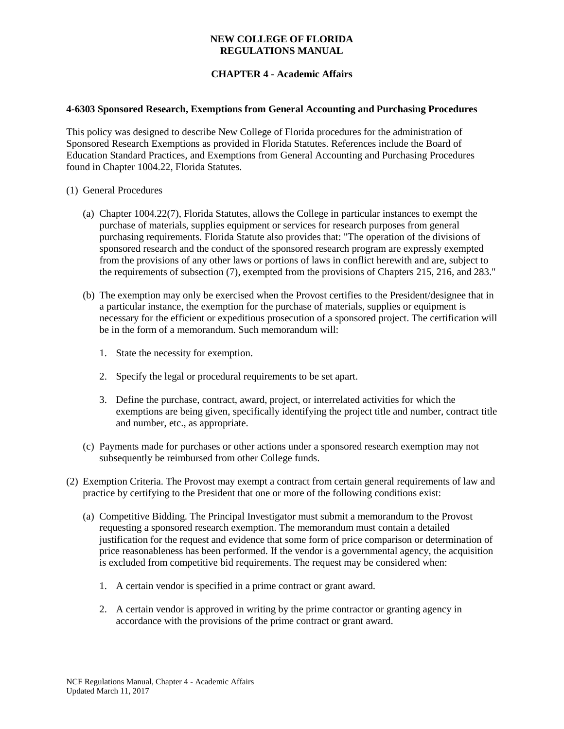**NEW COLLEGE OF FLORIDA**
**REGULATIONS MANUAL**

**CHAPTER 4 - Academic Affairs**

**4-6303 Sponsored Research, Exemptions from General Accounting and Purchasing Procedures**

This policy was designed to describe New College of Florida procedures for the administration of Sponsored Research Exemptions as provided in Florida Statutes. References include the Board of Education Standard Practices, and Exemptions from General Accounting and Purchasing Procedures found in Chapter 1004.22, Florida Statutes.

(1) General Procedures

(a) Chapter 1004.22(7), Florida Statutes, allows the College in particular instances to exempt the purchase of materials, supplies equipment or services for research purposes from general purchasing requirements. Florida Statute also provides that: "The operation of the divisions of sponsored research and the conduct of the sponsored research program are expressly exempted from the provisions of any other laws or portions of laws in conflict herewith and are, subject to the requirements of subsection (7), exempted from the provisions of Chapters 215, 216, and 283."

(b) The exemption may only be exercised when the Provost certifies to the President/designee that in a particular instance, the exemption for the purchase of materials, supplies or equipment is necessary for the efficient or expeditious prosecution of a sponsored project. The certification will be in the form of a memorandum. Such memorandum will:

1. State the necessity for exemption.

2. Specify the legal or procedural requirements to be set apart.

3. Define the purchase, contract, award, project, or interrelated activities for which the exemptions are being given, specifically identifying the project title and number, contract title and number, etc., as appropriate.

(c) Payments made for purchases or other actions under a sponsored research exemption may not subsequently be reimbursed from other College funds.

(2) Exemption Criteria. The Provost may exempt a contract from certain general requirements of law and practice by certifying to the President that one or more of the following conditions exist:

(a) Competitive Bidding. The Principal Investigator must submit a memorandum to the Provost requesting a sponsored research exemption. The memorandum must contain a detailed justification for the request and evidence that some form of price comparison or determination of price reasonableness has been performed. If the vendor is a governmental agency, the acquisition is excluded from competitive bid requirements. The request may be considered when:

1. A certain vendor is specified in a prime contract or grant award.

2. A certain vendor is approved in writing by the prime contractor or granting agency in accordance with the provisions of the prime contract or grant award.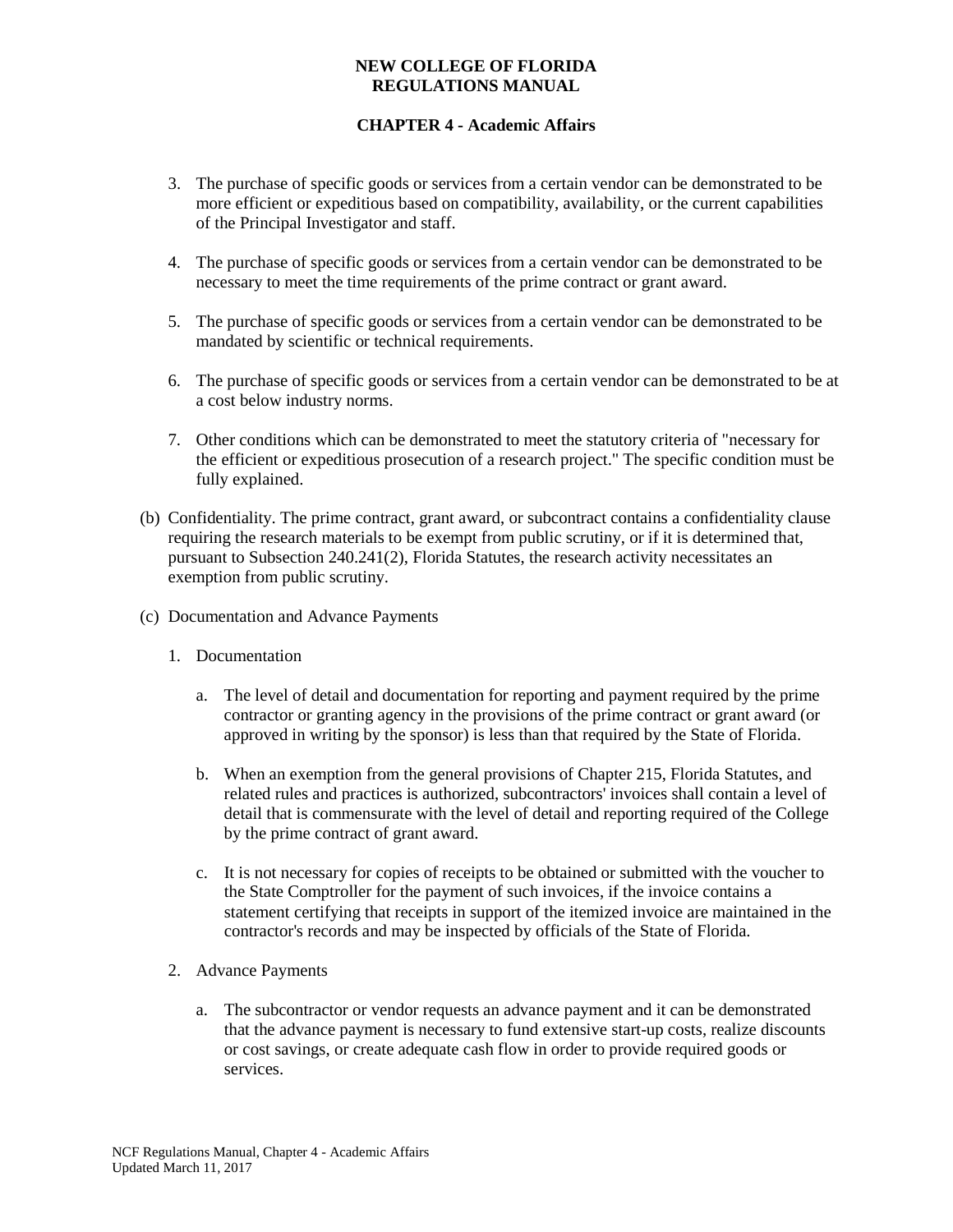3. The purchase of specific goods or services from a certain vendor can be demonstrated to be more efficient or expeditious based on compatibility, availability, or the current capabilities of the Principal Investigator and staff.

4. The purchase of specific goods or services from a certain vendor can be demonstrated to be necessary to meet the time requirements of the prime contract or grant award.

5. The purchase of specific goods or services from a certain vendor can be demonstrated to be mandated by scientific or technical requirements.

6. The purchase of specific goods or services from a certain vendor can be demonstrated to be at a cost below industry norms.

7. Other conditions which can be demonstrated to meet the statutory criteria of "necessary for the efficient or expeditious prosecution of a research project." The specific condition must be fully explained.

(b) Confidentiality. The prime contract, grant award, or subcontract contains a confidentiality clause requiring the research materials to be exempt from public scrutiny, or if it is determined that, pursuant to Subsection 240.241(2), Florida Statutes, the research activity necessitates an exemption from public scrutiny.

(c) Documentation and Advance Payments

1. Documentation

   a. The level of detail and documentation for reporting and payment required by the prime contractor or granting agency in the provisions of the prime contract or grant award (or approved in writing by the sponsor) is less than that required by the State of Florida.

   b. When an exemption from the general provisions of Chapter 215, Florida Statutes, and related rules and practices is authorized, subcontractors' invoices shall contain a level of detail that is commensurate with the level of detail and reporting required of the College by the prime contract of grant award.

   c. It is not necessary for copies of receipts to be obtained or submitted with the voucher to the State Comptroller for the payment of such invoices, if the invoice contains a statement certifying that receipts in support of the itemized invoice are maintained in the contractor's records and may be inspected by officials of the State of Florida.

2. Advance Payments

   a. The subcontractor or vendor requests an advance payment and it can be demonstrated that the advance payment is necessary to fund extensive start-up costs, realize discounts or cost savings, or create adequate cash flow in order to provide required goods or services.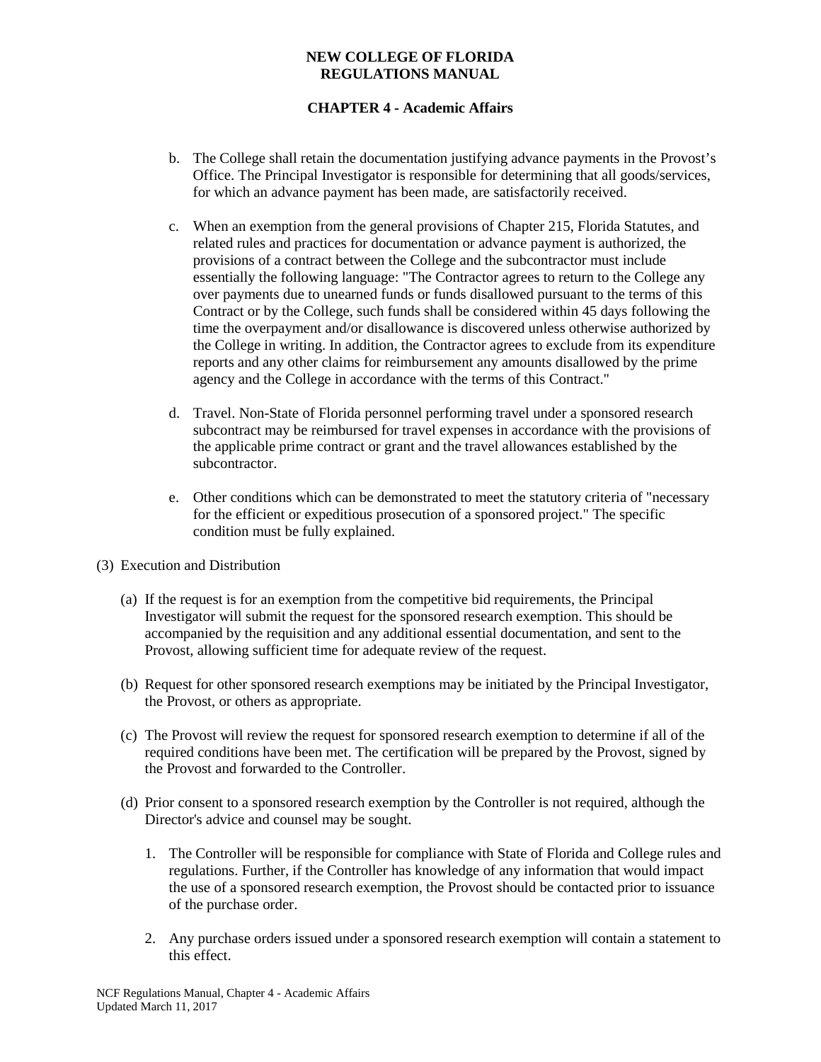b. The College shall retain the documentation justifying advance payments in the Provost's Office. The Principal Investigator is responsible for determining that all goods/services, for which an advance payment has been made, are satisfactorily received.

c. When an exemption from the general provisions of Chapter 215, Florida Statutes, and related rules and practices for documentation or advance payment is authorized, the provisions of a contract between the College and the subcontractor must include essentially the following language: "The Contractor agrees to return to the College any over payments due to unearned funds or funds disallowed pursuant to the terms of this Contract or by the College, such funds shall be considered within 45 days following the time the overpayment and/or disallowance is discovered unless otherwise authorized by the College in writing. In addition, the Contractor agrees to exclude from its expenditure reports and any other claims for reimbursement any amounts disallowed by the prime agency and the College in accordance with the terms of this Contract."

d. Travel. Non-State of Florida personnel performing travel under a sponsored research subcontract may be reimbursed for travel expenses in accordance with the provisions of the applicable prime contract or grant and the travel allowances established by the subcontractor.

e. Other conditions which can be demonstrated to meet the statutory criteria of "necessary for the efficient or expeditious prosecution of a sponsored project." The specific condition must be fully explained.

(3) Execution and Distribution

(a) If the request is for an exemption from the competitive bid requirements, the Principal Investigator will submit the request for the sponsored research exemption. This should be accompanied by the requisition and any additional essential documentation, and sent to the Provost, allowing sufficient time for adequate review of the request.

(b) Request for other sponsored research exemptions may be initiated by the Principal Investigator, the Provost, or others as appropriate.

(c) The Provost will review the request for sponsored research exemption to determine if all of the required conditions have been met. The certification will be prepared by the Provost, signed by the Provost and forwarded to the Controller.

(d) Prior consent to a sponsored research exemption by the Controller is not required, although the Director's advice and counsel may be sought.

1. The Controller will be responsible for compliance with State of Florida and College rules and regulations. Further, if the Controller has knowledge of any information that would impact the use of a sponsored research exemption, the Provost should be contacted prior to issuance of the purchase order.

2. Any purchase orders issued under a sponsored research exemption will contain a statement to this effect.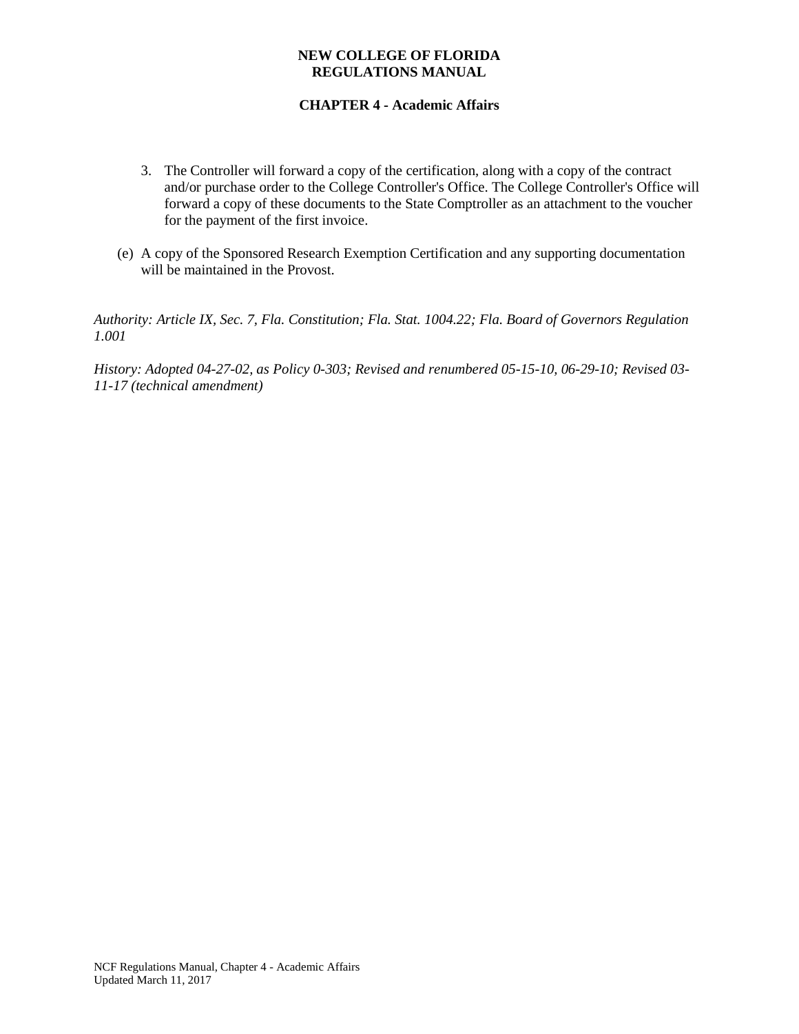3. The Controller will forward a copy of the certification, along with a copy of the contract and/or purchase order to the College Controller's Office. The College Controller's Office will forward a copy of these documents to the State Comptroller as an attachment to the voucher for the payment of the first invoice.

(e) A copy of the Sponsored Research Exemption Certification and any supporting documentation will be maintained in the Provost.

*Authority: Article IX, Sec. 7, Fla. Constitution; Fla. Stat. 1004.22; Fla. Board of Governors Regulation 1.001*

*History: Adopted 04-27-02, as Policy 0-303; Revised and renumbered 05-15-10, 06-29-10; Revised 03-11-17 (technical amendment)*